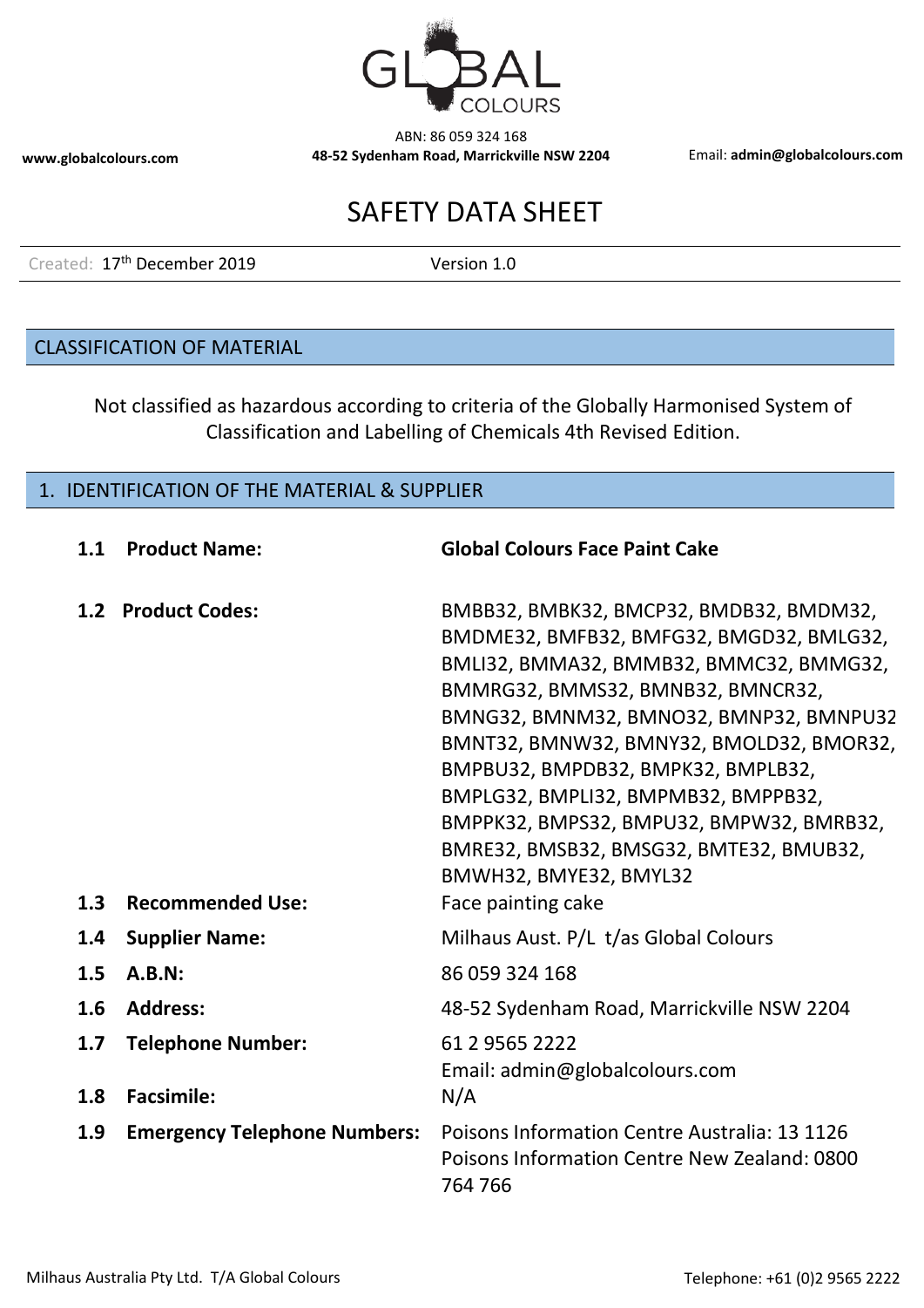GLOBAL COLOURS

www.globalcolours.com

ABN: 86 059 324 168
**48-52 Sydenham Road, Marrickville NSW 2204**

Email: **admin@globalcolours.com**

# SAFETY DATA SHEET

Created: 17th December 2019 Version 1.0

## CLASSIFICATION OF MATERIAL

Not classified as hazardous according to criteria of the Globally Harmonised System of Classification and Labelling of Chemicals 4th Revised Edition.

## 1. IDENTIFICATION OF THE MATERIAL & SUPPLIER

| | |
|---|---|
| **1.1 Product Name:** | **Global Colours Face Paint Cake** |
| **1.2 Product Codes:** | BMBB32, BMBK32, BMCP32, BMDB32, BMDM32, BMDME32, BMFB32, BMFG32, BMGD32, BMLG32, BMLI32, BMMA32, BMMB32, BMMC32, BMMG32, BMMRG32, BMMS32, BMNB32, BMNCR32, BMNG32, BMNM32, BMNO32, BMNP32, BMNPU32 BMNT32, BMNW32, BMNY32, BMOLD32, BMOR32, BMPBU32, BMPDB32, BMPK32, BMPLB32, BMPLG32, BMPLI32, BMPMB32, BMPPB32, BMPPK32, BMPS32, BMPU32, BMPW32, BMRB32, BMRE32, BMSB32, BMSG32, BMTE32, BMUB32, BMWH32, BMYE32, BMYL32 |
| **1.3 Recommended Use:** | Face painting cake |
| **1.4 Supplier Name:** | Milhaus Aust. P/L t/as Global Colours |
| **1.5 A.B.N:** | 86 059 324 168 |
| **1.6 Address:** | 48-52 Sydenham Road, Marrickville NSW 2204 |
| **1.7 Telephone Number:** | 61 2 9565 2222<br>Email: admin@globalcolours.com |
| **1.8 Facsimile:** | N/A |
| **1.9 Emergency Telephone Numbers:** | Poisons Information Centre Australia: 13 1126<br>Poisons Information Centre New Zealand: 0800 764 766 |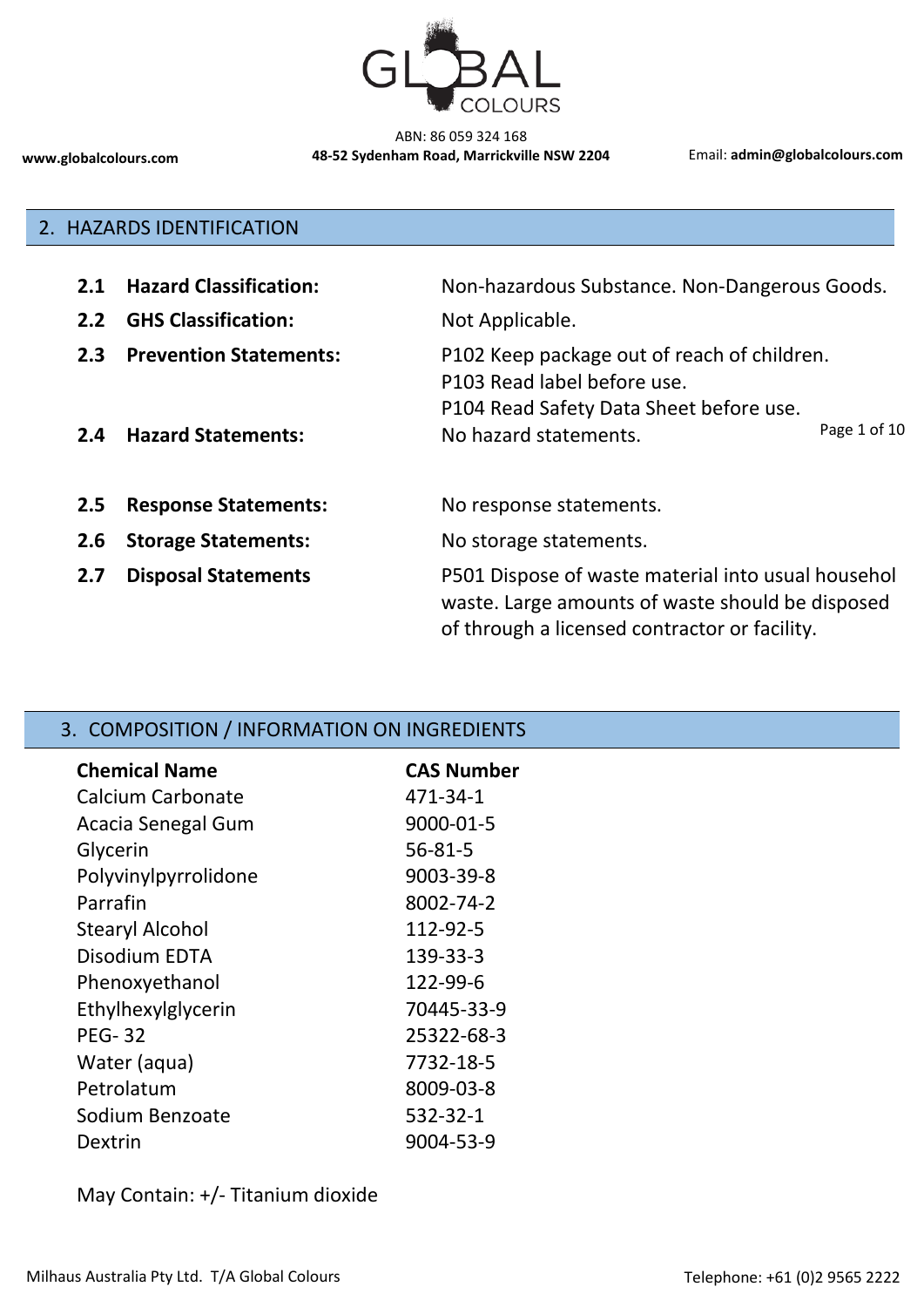## 2. HAZARDS IDENTIFICATION

| | | |
|---|---|---|
| **2.1** | **Hazard Classification:** | Non-hazardous Substance. Non-Dangerous Goods. |
| **2.2** | **GHS Classification:** | Not Applicable. |
| **2.3** | **Prevention Statements:** | P102 Keep package out of reach of children.<br>P103 Read label before use.<br>P104 Read Safety Data Sheet before use. |
| **2.4** | **Hazard Statements:** | No hazard statements. |
| **2.5** | **Response Statements:** | No response statements. |
| **2.6** | **Storage Statements:** | No storage statements. |
| **2.7** | **Disposal Statements** | P501 Dispose of waste material into usual househol waste. Large amounts of waste should be disposed of through a licensed contractor or facility. |

## 3. COMPOSITION / INFORMATION ON INGREDIENTS

| Chemical Name | CAS Number |
|---|---|
| Calcium Carbonate | 471-34-1 |
| Acacia Senegal Gum | 9000-01-5 |
| Glycerin | 56-81-5 |
| Polyvinylpyrrolidone | 9003-39-8 |
| Parrafin | 8002-74-2 |
| Stearyl Alcohol | 112-92-5 |
| Disodium EDTA | 139-33-3 |
| Phenoxyethanol | 122-99-6 |
| Ethylhexylglycerin | 70445-33-9 |
| PEG- 32 | 25322-68-3 |
| Water (aqua) | 7732-18-5 |
| Petrolatum | 8009-03-8 |
| Sodium Benzoate | 532-32-1 |
| Dextrin | 9004-53-9 |

May Contain: +/- Titanium dioxide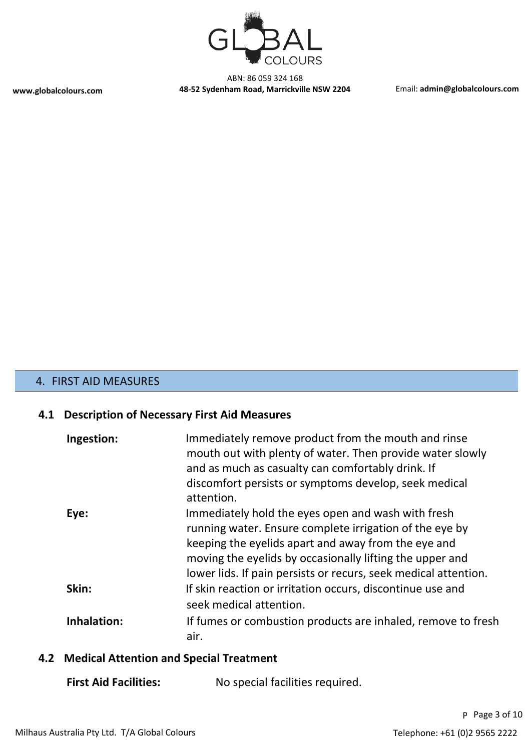## 4. FIRST AID MEASURES

### 4.1 Description of Necessary First Aid Measures

**Ingestion:** Immediately remove product from the mouth and rinse mouth out with plenty of water. Then provide water slowly and as much as casualty can comfortably drink. If discomfort persists or symptoms develop, seek medical attention.

**Eye:** Immediately hold the eyes open and wash with fresh running water. Ensure complete irrigation of the eye by keeping the eyelids apart and away from the eye and moving the eyelids by occasionally lifting the upper and lower lids. If pain persists or recurs, seek medical attention.

**Skin:** If skin reaction or irritation occurs, discontinue use and seek medical attention.

**Inhalation:** If fumes or combustion products are inhaled, remove to fresh air.

### 4.2 Medical Attention and Special Treatment

**First Aid Facilities:** No special facilities required.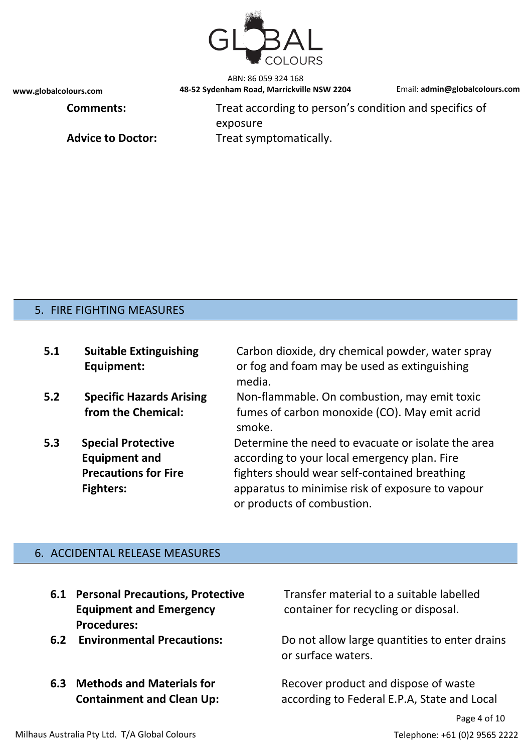**Comments:** Treat according to person's condition and specifics of exposure

**Advice to Doctor:** Treat symptomatically.

## 5. FIRE FIGHTING MEASURES

| | | |
|---|---|---|
| **5.1** | **Suitable Extinguishing Equipment:** | Carbon dioxide, dry chemical powder, water spray or fog and foam may be used as extinguishing media. |
| **5.2** | **Specific Hazards Arising from the Chemical:** | Non-flammable. On combustion, may emit toxic fumes of carbon monoxide (CO). May emit acrid smoke. |
| **5.3** | **Special Protective Equipment and Precautions for Fire Fighters:** | Determine the need to evacuate or isolate the area according to your local emergency plan. Fire fighters should wear self-contained breathing apparatus to minimise risk of exposure to vapour or products of combustion. |

## 6. ACCIDENTAL RELEASE MEASURES

| | | |
|---|---|---|
| **6.1** | **Personal Precautions, Protective Equipment and Emergency Procedures:** | Transfer material to a suitable labelled container for recycling or disposal. |
| **6.2** | **Environmental Precautions:** | Do not allow large quantities to enter drains or surface waters. |
| **6.3** | **Methods and Materials for Containment and Clean Up:** | Recover product and dispose of waste according to Federal E.P.A, State and Local |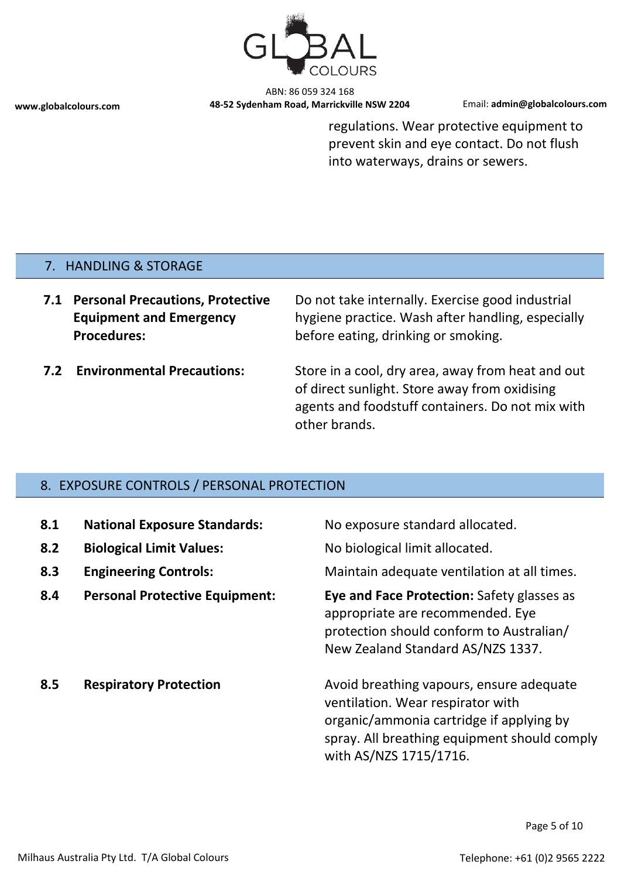regulations. Wear protective equipment to prevent skin and eye contact. Do not flush into waterways, drains or sewers.

## 7. HANDLING & STORAGE

**7.1 Personal Precautions, Protective Equipment and Emergency Procedures:**

Do not take internally. Exercise good industrial hygiene practice. Wash after handling, especially before eating, drinking or smoking.

**7.2 Environmental Precautions:**

Store in a cool, dry area, away from heat and out of direct sunlight. Store away from oxidising agents and foodstuff containers. Do not mix with other brands.

## 8. EXPOSURE CONTROLS / PERSONAL PROTECTION

**8.1 National Exposure Standards:** No exposure standard allocated.

**8.2 Biological Limit Values:** No biological limit allocated.

**8.3 Engineering Controls:** Maintain adequate ventilation at all times.

**8.4 Personal Protective Equipment:** **Eye and Face Protection:** Safety glasses as appropriate are recommended. Eye protection should conform to Australian/ New Zealand Standard AS/NZS 1337.

**8.5 Respiratory Protection** Avoid breathing vapours, ensure adequate ventilation. Wear respirator with organic/ammonia cartridge if applying by spray. All breathing equipment should comply with AS/NZS 1715/1716.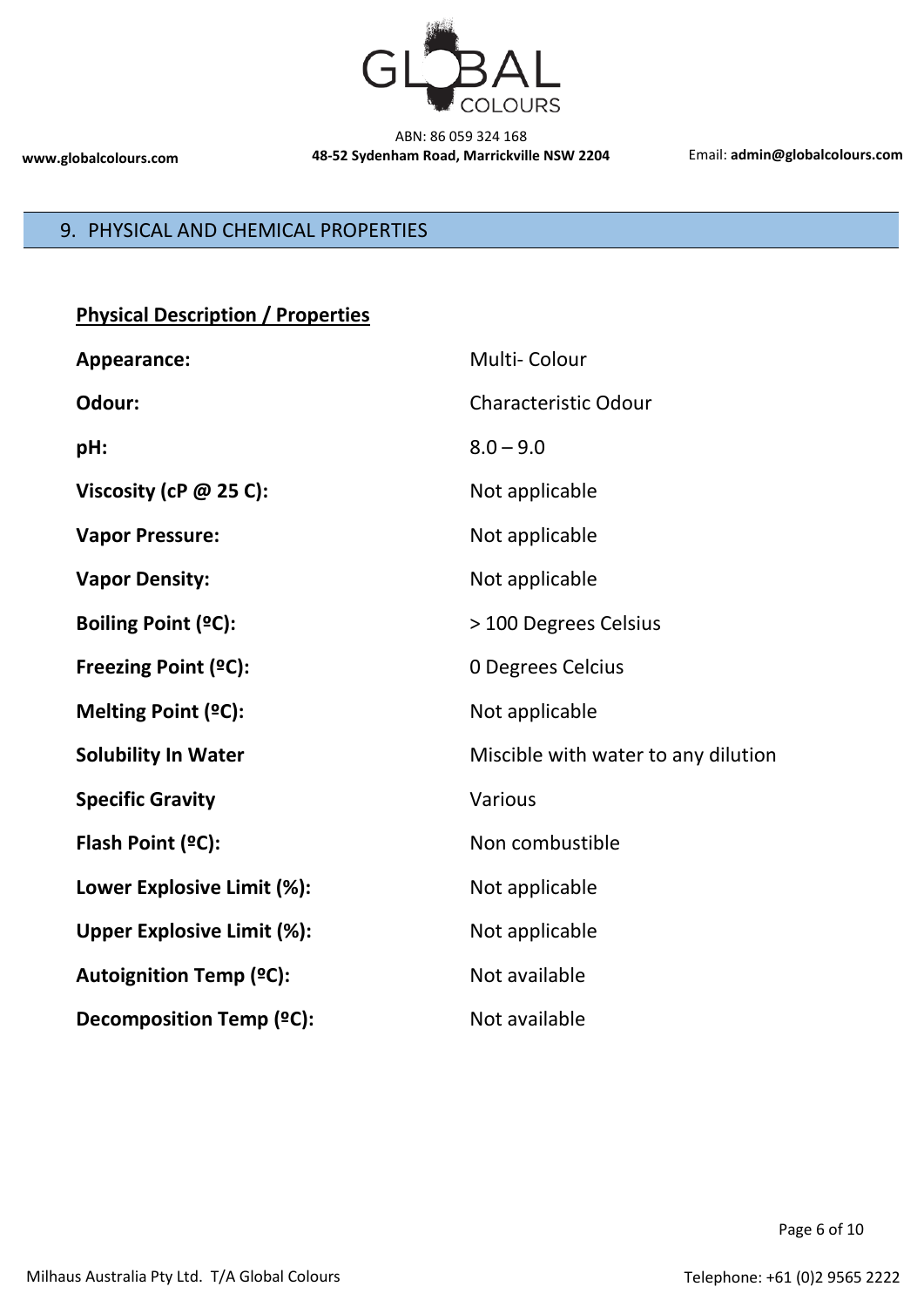## 9. PHYSICAL AND CHEMICAL PROPERTIES

**Physical Description / Properties**

| | |
|---|---|
| **Appearance:** | Multi- Colour |
| **Odour:** | Characteristic Odour |
| **pH:** | 8.0 – 9.0 |
| **Viscosity (cP @ 25 C):** | Not applicable |
| **Vapor Pressure:** | Not applicable |
| **Vapor Density:** | Not applicable |
| **Boiling Point (ºC):** | > 100 Degrees Celsius |
| **Freezing Point (ºC):** | 0 Degrees Celcius |
| **Melting Point (ºC):** | Not applicable |
| **Solubility In Water** | Miscible with water to any dilution |
| **Specific Gravity** | Various |
| **Flash Point (ºC):** | Non combustible |
| **Lower Explosive Limit (%):** | Not applicable |
| **Upper Explosive Limit (%):** | Not applicable |
| **Autoignition Temp (ºC):** | Not available |
| **Decomposition Temp (ºC):** | Not available |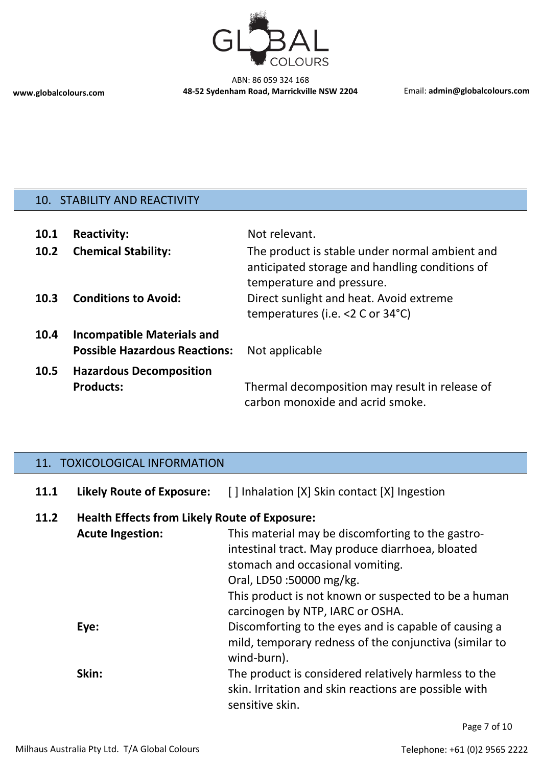## 10. STABILITY AND REACTIVITY

**10.1 Reactivity:** Not relevant.

**10.2 Chemical Stability:** The product is stable under normal ambient and anticipated storage and handling conditions of temperature and pressure.

**10.3 Conditions to Avoid:** Direct sunlight and heat. Avoid extreme temperatures (i.e. <2 C or 34°C)

**10.4 Incompatible Materials and Possible Hazardous Reactions:** Not applicable

**10.5 Hazardous Decomposition Products:** Thermal decomposition may result in release of carbon monoxide and acrid smoke.

## 11. TOXICOLOGICAL INFORMATION

**11.1 Likely Route of Exposure:** [ ] Inhalation [X] Skin contact [X] Ingestion

**11.2 Health Effects from Likely Route of Exposure:**

**Acute Ingestion:** This material may be discomforting to the gastro-intestinal tract. May produce diarrhoea, bloated stomach and occasional vomiting.
Oral, LD50 :50000 mg/kg.
This product is not known or suspected to be a human carcinogen by NTP, IARC or OSHA.

**Eye:** Discomforting to the eyes and is capable of causing a mild, temporary redness of the conjunctiva (similar to wind-burn).

**Skin:** The product is considered relatively harmless to the skin. Irritation and skin reactions are possible with sensitive skin.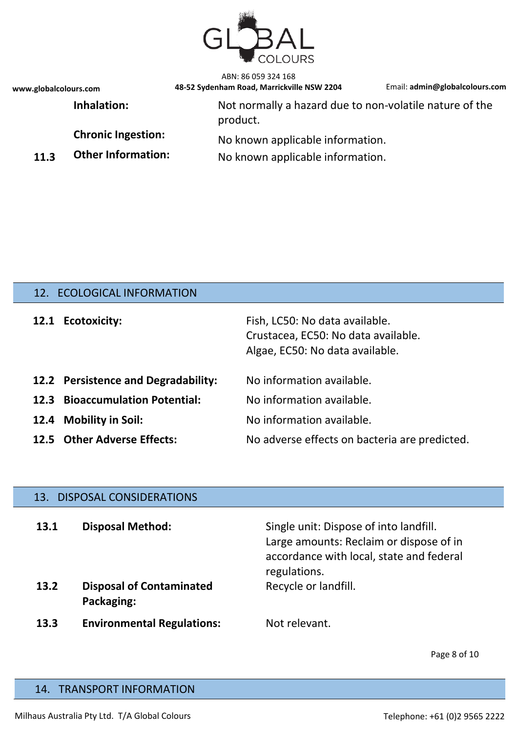**Inhalation:** Not normally a hazard due to non-volatile nature of the product.

**Chronic Ingestion:** No known applicable information.

**11.3 Other Information:** No known applicable information.

## 12. ECOLOGICAL INFORMATION

**12.1 Ecotoxicity:**
Fish, LC50: No data available.
Crustacea, EC50: No data available.
Algae, EC50: No data available.

**12.2 Persistence and Degradability:** No information available.

**12.3 Bioaccumulation Potential:** No information available.

**12.4 Mobility in Soil:** No information available.

**12.5 Other Adverse Effects:** No adverse effects on bacteria are predicted.

## 13. DISPOSAL CONSIDERATIONS

**13.1 Disposal Method:**
Single unit: Dispose of into landfill.
Large amounts: Reclaim or dispose of in accordance with local, state and federal regulations.

**13.2 Disposal of Contaminated Packaging:** Recycle or landfill.

**13.3 Environmental Regulations:** Not relevant.

## 14. TRANSPORT INFORMATION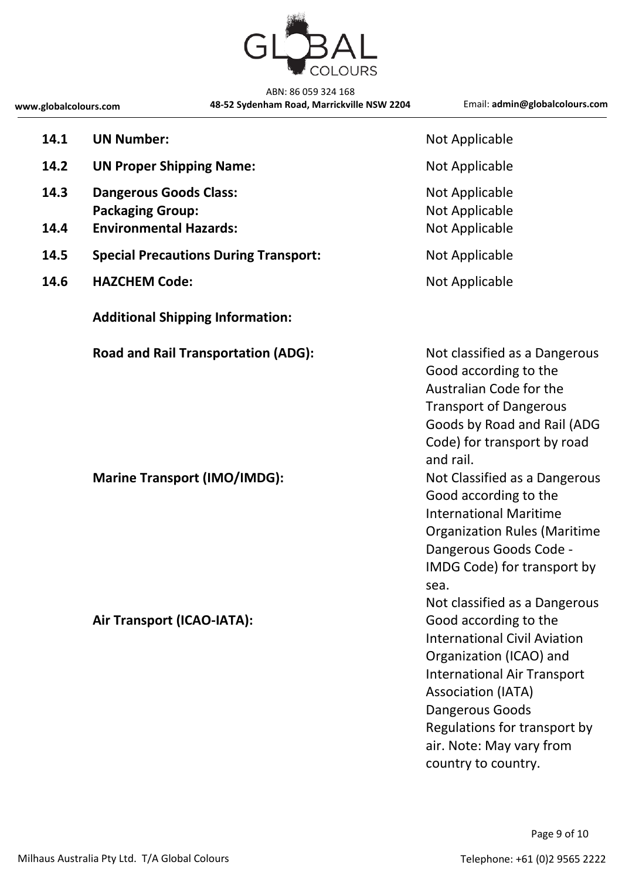| | | |
|---|---|---|
| **14.1** | **UN Number:** | Not Applicable |
| **14.2** | **UN Proper Shipping Name:** | Not Applicable |
| **14.3** | **Dangerous Goods Class:** | Not Applicable |
| | **Packaging Group:** | Not Applicable |
| **14.4** | **Environmental Hazards:** | Not Applicable |
| **14.5** | **Special Precautions During Transport:** | Not Applicable |
| **14.6** | **HAZCHEM Code:** | Not Applicable |

**Additional Shipping Information:**

| | |
|---|---|
| **Road and Rail Transportation (ADG):** | Not classified as a Dangerous Good according to the Australian Code for the Transport of Dangerous Goods by Road and Rail (ADG Code) for transport by road and rail. |
| **Marine Transport (IMO/IMDG):** | Not Classified as a Dangerous Good according to the International Maritime Organization Rules (Maritime Dangerous Goods Code - IMDG Code) for transport by sea. |
| **Air Transport (ICAO-IATA):** | Not classified as a Dangerous Good according to the International Civil Aviation Organization (ICAO) and International Air Transport Association (IATA) Dangerous Goods Regulations for transport by air. Note: May vary from country to country. |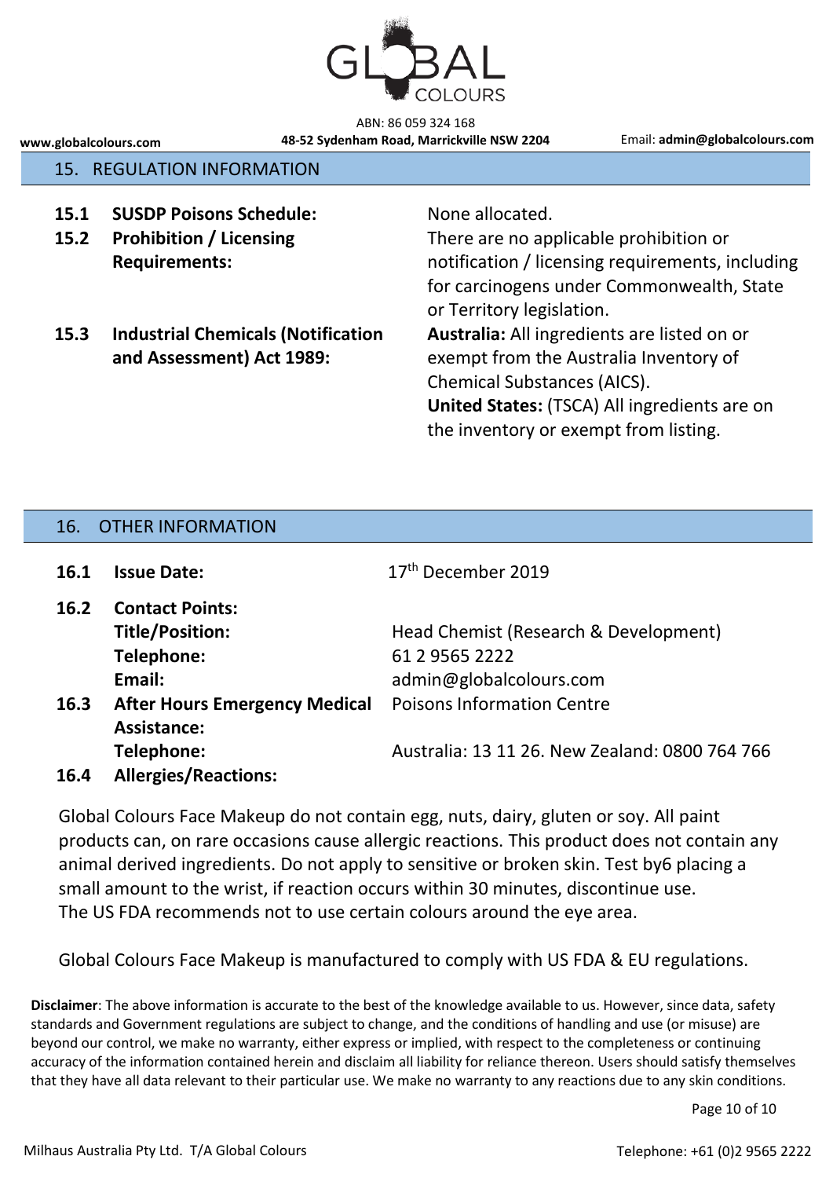## 15. REGULATION INFORMATION

**15.1 SUSDP Poisons Schedule:** None allocated.

**15.2 Prohibition / Licensing Requirements:** There are no applicable prohibition or notification / licensing requirements, including for carcinogens under Commonwealth, State or Territory legislation.

**15.3 Industrial Chemicals (Notification and Assessment) Act 1989:** **Australia:** All ingredients are listed on or exempt from the Australia Inventory of Chemical Substances (AICS).
**United States:** (TSCA) All ingredients are on the inventory or exempt from listing.

## 16. OTHER INFORMATION

**16.1 Issue Date:** 17th December 2019

**16.2 Contact Points:**
**Title/Position:** Head Chemist (Research & Development)
**Telephone:** 61 2 9565 2222
**Email:** admin@globalcolours.com

**16.3 After Hours Emergency Medical Assistance:** Poisons Information Centre
**Telephone:** Australia: 13 11 26. New Zealand: 0800 764 766

**16.4 Allergies/Reactions:**

Global Colours Face Makeup do not contain egg, nuts, dairy, gluten or soy. All paint products can, on rare occasions cause allergic reactions. This product does not contain any animal derived ingredients. Do not apply to sensitive or broken skin. Test by6 placing a small amount to the wrist, if reaction occurs within 30 minutes, discontinue use.
The US FDA recommends not to use certain colours around the eye area.

Global Colours Face Makeup is manufactured to comply with US FDA & EU regulations.

**Disclaimer**: The above information is accurate to the best of the knowledge available to us. However, since data, safety standards and Government regulations are subject to change, and the conditions of handling and use (or misuse) are beyond our control, we make no warranty, either express or implied, with respect to the completeness or continuing accuracy of the information contained herein and disclaim all liability for reliance thereon. Users should satisfy themselves that they have all data relevant to their particular use. We make no warranty to any reactions due to any skin conditions.